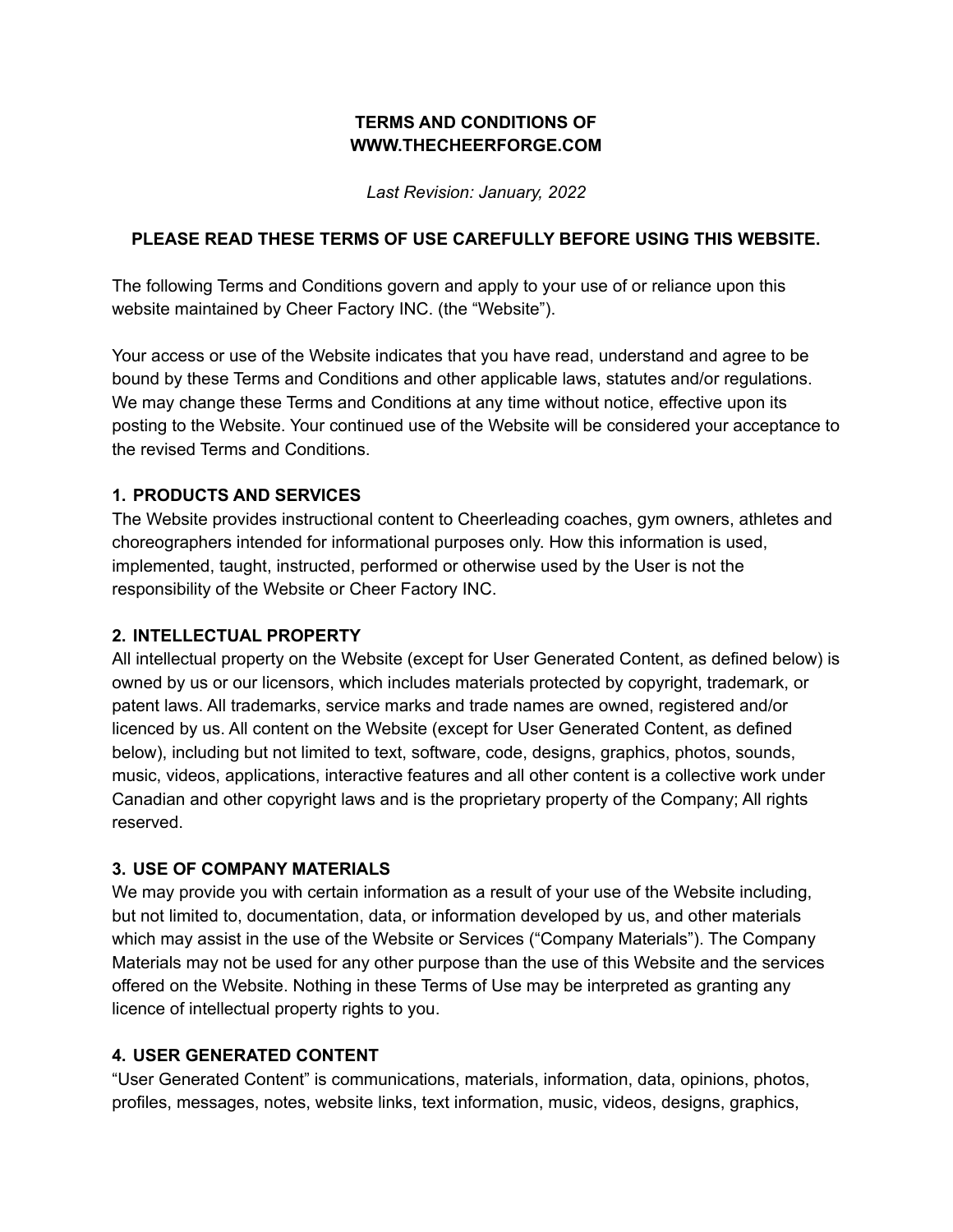# TERMS AND CONDITIONS OF WWW.THECHEERFORGE.COM

*Last Revision: January, 2022*

**PLEASE READ THESE TERMS OF USE CAREFULLY BEFORE USING THIS WEBSITE.**

The following Terms and Conditions govern and apply to your use of or reliance upon this website maintained by Cheer Factory INC. (the "Website").

Your access or use of the Website indicates that you have read, understand and agree to be bound by these Terms and Conditions and other applicable laws, statutes and/or regulations. We may change these Terms and Conditions at any time without notice, effective upon its posting to the Website. Your continued use of the Website will be considered your acceptance to the revised Terms and Conditions.

## 1. PRODUCTS AND SERVICES

The Website provides instructional content to Cheerleading coaches, gym owners, athletes and choreographers intended for informational purposes only. How this information is used, implemented, taught, instructed, performed or otherwise used by the User is not the responsibility of the Website or Cheer Factory INC.

## 2. INTELLECTUAL PROPERTY

All intellectual property on the Website (except for User Generated Content, as defined below) is owned by us or our licensors, which includes materials protected by copyright, trademark, or patent laws. All trademarks, service marks and trade names are owned, registered and/or licenced by us. All content on the Website (except for User Generated Content, as defined below), including but not limited to text, software, code, designs, graphics, photos, sounds, music, videos, applications, interactive features and all other content is a collective work under Canadian and other copyright laws and is the proprietary property of the Company; All rights reserved.

## 3. USE OF COMPANY MATERIALS

We may provide you with certain information as a result of your use of the Website including, but not limited to, documentation, data, or information developed by us, and other materials which may assist in the use of the Website or Services ("Company Materials"). The Company Materials may not be used for any other purpose than the use of this Website and the services offered on the Website. Nothing in these Terms of Use may be interpreted as granting any licence of intellectual property rights to you.

## 4. USER GENERATED CONTENT

"User Generated Content" is communications, materials, information, data, opinions, photos, profiles, messages, notes, website links, text information, music, videos, designs, graphics,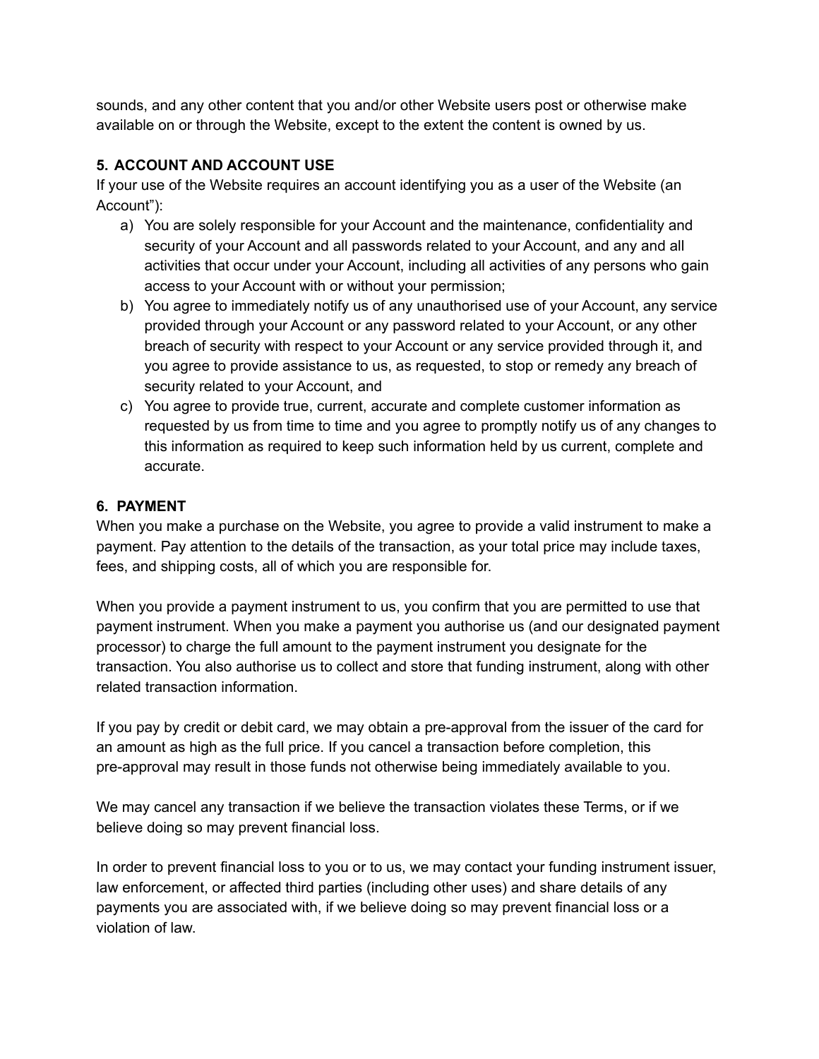sounds, and any other content that you and/or other Website users post or otherwise make available on or through the Website, except to the extent the content is owned by us.

### 5. ACCOUNT AND ACCOUNT USE

If your use of the Website requires an account identifying you as a user of the Website (an Account"):

a) You are solely responsible for your Account and the maintenance, confidentiality and security of your Account and all passwords related to your Account, and any and all activities that occur under your Account, including all activities of any persons who gain access to your Account with or without your permission;
b) You agree to immediately notify us of any unauthorised use of your Account, any service provided through your Account or any password related to your Account, or any other breach of security with respect to your Account or any service provided through it, and you agree to provide assistance to us, as requested, to stop or remedy any breach of security related to your Account, and
c) You agree to provide true, current, accurate and complete customer information as requested by us from time to time and you agree to promptly notify us of any changes to this information as required to keep such information held by us current, complete and accurate.

### 6. PAYMENT

When you make a purchase on the Website, you agree to provide a valid instrument to make a payment. Pay attention to the details of the transaction, as your total price may include taxes, fees, and shipping costs, all of which you are responsible for.

When you provide a payment instrument to us, you confirm that you are permitted to use that payment instrument. When you make a payment you authorise us (and our designated payment processor) to charge the full amount to the payment instrument you designate for the transaction. You also authorise us to collect and store that funding instrument, along with other related transaction information.

If you pay by credit or debit card, we may obtain a pre-approval from the issuer of the card for an amount as high as the full price. If you cancel a transaction before completion, this pre-approval may result in those funds not otherwise being immediately available to you.

We may cancel any transaction if we believe the transaction violates these Terms, or if we believe doing so may prevent financial loss.

In order to prevent financial loss to you or to us, we may contact your funding instrument issuer, law enforcement, or affected third parties (including other uses) and share details of any payments you are associated with, if we believe doing so may prevent financial loss or a violation of law.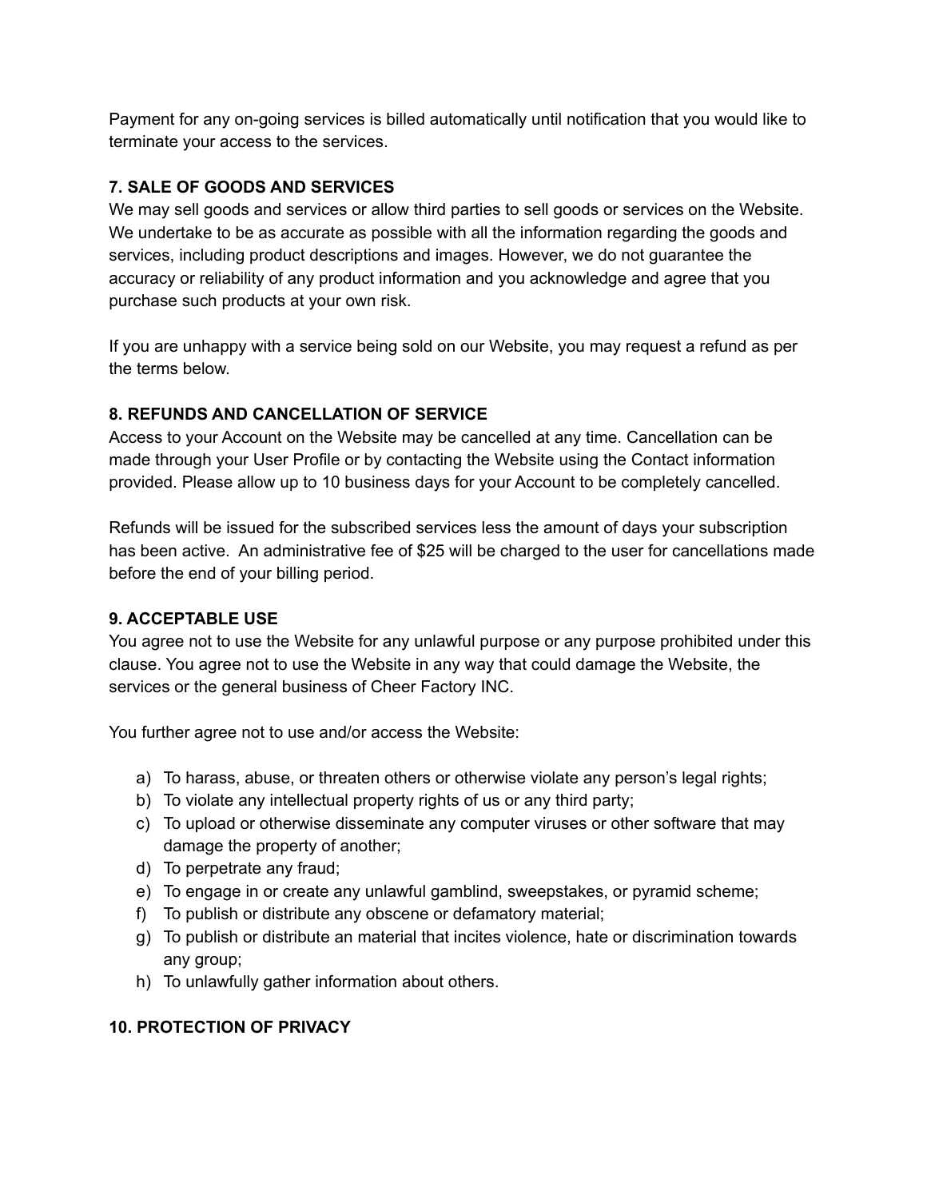Payment for any on-going services is billed automatically until notification that you would like to terminate your access to the services.

**7. SALE OF GOODS AND SERVICES**

We may sell goods and services or allow third parties to sell goods or services on the Website. We undertake to be as accurate as possible with all the information regarding the goods and services, including product descriptions and images. However, we do not guarantee the accuracy or reliability of any product information and you acknowledge and agree that you purchase such products at your own risk.

If you are unhappy with a service being sold on our Website, you may request a refund as per the terms below.

**8. REFUNDS AND CANCELLATION OF SERVICE**

Access to your Account on the Website may be cancelled at any time. Cancellation can be made through your User Profile or by contacting the Website using the Contact information provided. Please allow up to 10 business days for your Account to be completely cancelled.

Refunds will be issued for the subscribed services less the amount of days your subscription has been active. An administrative fee of $25 will be charged to the user for cancellations made before the end of your billing period.

**9. ACCEPTABLE USE**

You agree not to use the Website for any unlawful purpose or any purpose prohibited under this clause. You agree not to use the Website in any way that could damage the Website, the services or the general business of Cheer Factory INC.

You further agree not to use and/or access the Website:

a) To harass, abuse, or threaten others or otherwise violate any person's legal rights;
b) To violate any intellectual property rights of us or any third party;
c) To upload or otherwise disseminate any computer viruses or other software that may damage the property of another;
d) To perpetrate any fraud;
e) To engage in or create any unlawful gamblind, sweepstakes, or pyramid scheme;
f) To publish or distribute any obscene or defamatory material;
g) To publish or distribute an material that incites violence, hate or discrimination towards any group;
h) To unlawfully gather information about others.

**10. PROTECTION OF PRIVACY**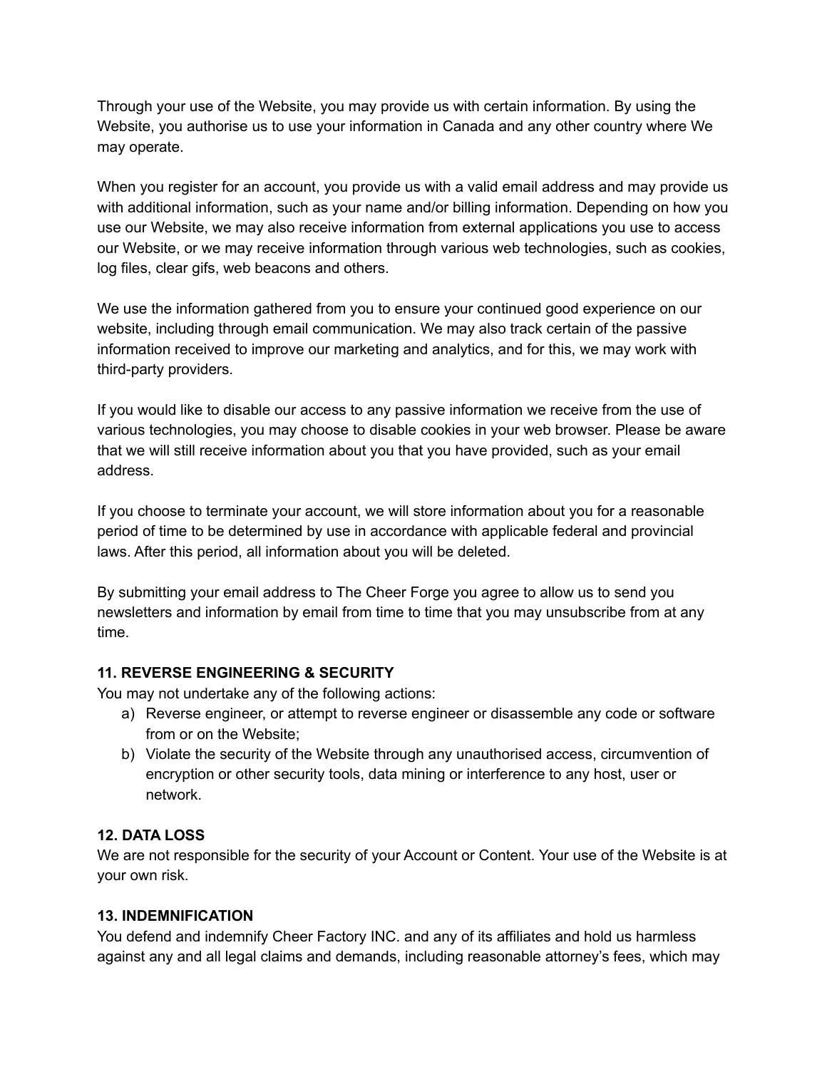Through your use of the Website, you may provide us with certain information. By using the Website, you authorise us to use your information in Canada and any other country where We may operate.

When you register for an account, you provide us with a valid email address and may provide us with additional information, such as your name and/or billing information. Depending on how you use our Website, we may also receive information from external applications you use to access our Website, or we may receive information through various web technologies, such as cookies, log files, clear gifs, web beacons and others.

We use the information gathered from you to ensure your continued good experience on our website, including through email communication. We may also track certain of the passive information received to improve our marketing and analytics, and for this, we may work with third-party providers.

If you would like to disable our access to any passive information we receive from the use of various technologies, you may choose to disable cookies in your web browser. Please be aware that we will still receive information about you that you have provided, such as your email address.

If you choose to terminate your account, we will store information about you for a reasonable period of time to be determined by use in accordance with applicable federal and provincial laws. After this period, all information about you will be deleted.

By submitting your email address to The Cheer Forge you agree to allow us to send you newsletters and information by email from time to time that you may unsubscribe from at any time.

**11. REVERSE ENGINEERING & SECURITY**

You may not undertake any of the following actions:

a) Reverse engineer, or attempt to reverse engineer or disassemble any code or software from or on the Website;
b) Violate the security of the Website through any unauthorised access, circumvention of encryption or other security tools, data mining or interference to any host, user or network.

**12. DATA LOSS**

We are not responsible for the security of your Account or Content. Your use of the Website is at your own risk.

**13. INDEMNIFICATION**

You defend and indemnify Cheer Factory INC. and any of its affiliates and hold us harmless against any and all legal claims and demands, including reasonable attorney's fees, which may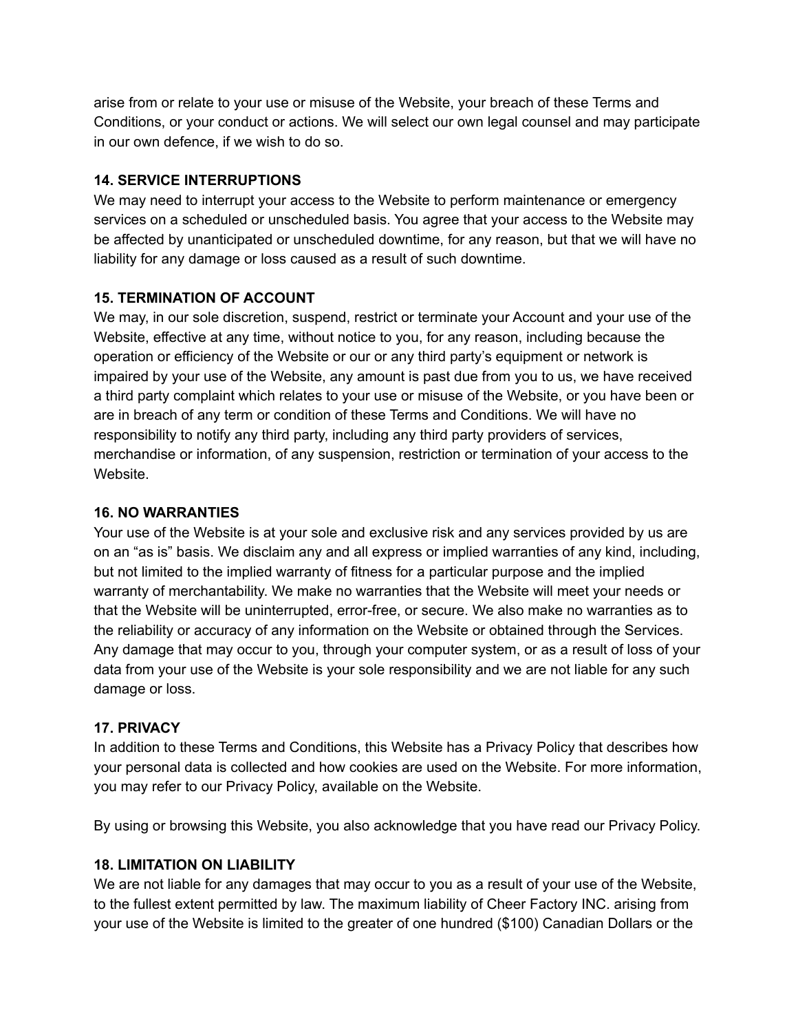arise from or relate to your use or misuse of the Website, your breach of these Terms and Conditions, or your conduct or actions. We will select our own legal counsel and may participate in our own defence, if we wish to do so.

**14. SERVICE INTERRUPTIONS**

We may need to interrupt your access to the Website to perform maintenance or emergency services on a scheduled or unscheduled basis. You agree that your access to the Website may be affected by unanticipated or unscheduled downtime, for any reason, but that we will have no liability for any damage or loss caused as a result of such downtime.

**15. TERMINATION OF ACCOUNT**

We may, in our sole discretion, suspend, restrict or terminate your Account and your use of the Website, effective at any time, without notice to you, for any reason, including because the operation or efficiency of the Website or our or any third party's equipment or network is impaired by your use of the Website, any amount is past due from you to us, we have received a third party complaint which relates to your use or misuse of the Website, or you have been or are in breach of any term or condition of these Terms and Conditions. We will have no responsibility to notify any third party, including any third party providers of services, merchandise or information, of any suspension, restriction or termination of your access to the Website.

**16. NO WARRANTIES**

Your use of the Website is at your sole and exclusive risk and any services provided by us are on an "as is" basis. We disclaim any and all express or implied warranties of any kind, including, but not limited to the implied warranty of fitness for a particular purpose and the implied warranty of merchantability. We make no warranties that the Website will meet your needs or that the Website will be uninterrupted, error-free, or secure. We also make no warranties as to the reliability or accuracy of any information on the Website or obtained through the Services. Any damage that may occur to you, through your computer system, or as a result of loss of your data from your use of the Website is your sole responsibility and we are not liable for any such damage or loss.

**17. PRIVACY**

In addition to these Terms and Conditions, this Website has a Privacy Policy that describes how your personal data is collected and how cookies are used on the Website. For more information, you may refer to our Privacy Policy, available on the Website.

By using or browsing this Website, you also acknowledge that you have read our Privacy Policy.

**18. LIMITATION ON LIABILITY**

We are not liable for any damages that may occur to you as a result of your use of the Website, to the fullest extent permitted by law. The maximum liability of Cheer Factory INC. arising from your use of the Website is limited to the greater of one hundred ($100) Canadian Dollars or the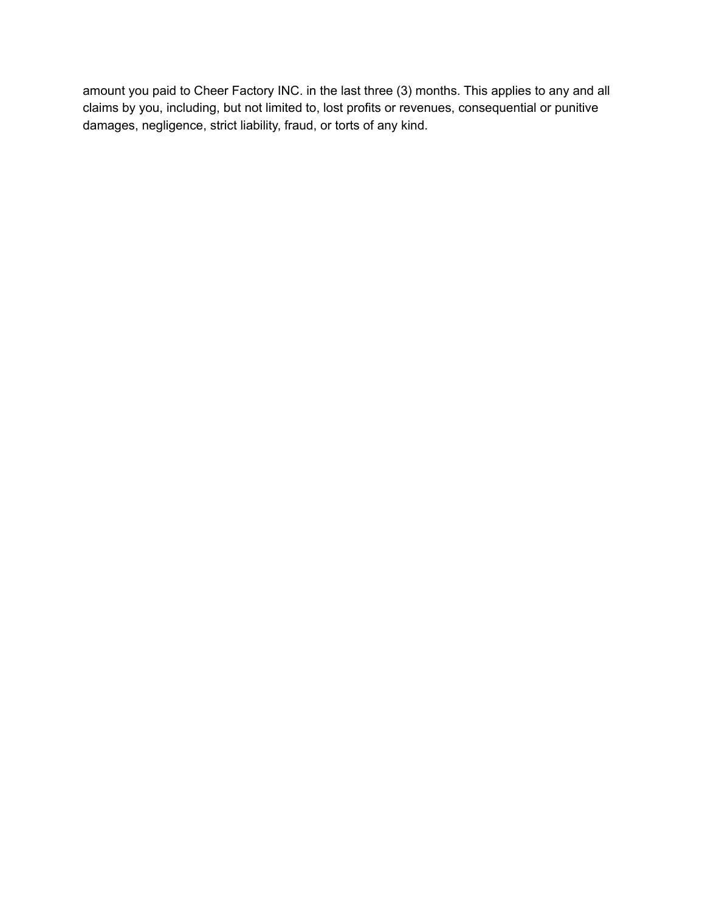amount you paid to Cheer Factory INC. in the last three (3) months. This applies to any and all claims by you, including, but not limited to, lost profits or revenues, consequential or punitive damages, negligence, strict liability, fraud, or torts of any kind.